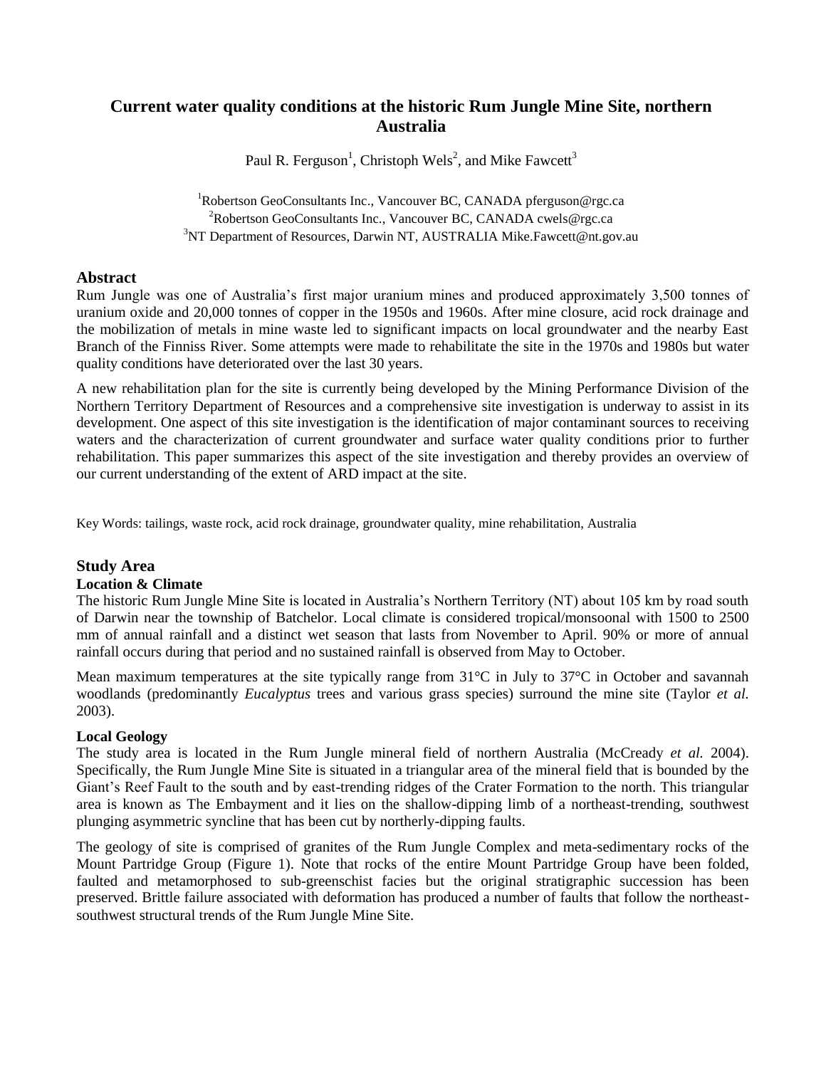# Current water quality conditions at the historic Rum Jungle Mine Site, northern Australia

Paul R. Ferguson[1], Christoph Wels[2], and Mike Fawcett[3]

[1]Robertson GeoConsultants Inc., Vancouver BC, CANADA pferguson@rgc.ca
[2]Robertson GeoConsultants Inc., Vancouver BC, CANADA cwels@rgc.ca
[3]NT Department of Resources, Darwin NT, AUSTRALIA Mike.Fawcett@nt.gov.au

## Abstract

Rum Jungle was one of Australia's first major uranium mines and produced approximately 3,500 tonnes of uranium oxide and 20,000 tonnes of copper in the 1950s and 1960s. After mine closure, acid rock drainage and the mobilization of metals in mine waste led to significant impacts on local groundwater and the nearby East Branch of the Finniss River. Some attempts were made to rehabilitate the site in the 1970s and 1980s but water quality conditions have deteriorated over the last 30 years.

A new rehabilitation plan for the site is currently being developed by the Mining Performance Division of the Northern Territory Department of Resources and a comprehensive site investigation is underway to assist in its development. One aspect of this site investigation is the identification of major contaminant sources to receiving waters and the characterization of current groundwater and surface water quality conditions prior to further rehabilitation. This paper summarizes this aspect of the site investigation and thereby provides an overview of our current understanding of the extent of ARD impact at the site.

Key Words: tailings, waste rock, acid rock drainage, groundwater quality, mine rehabilitation, Australia

## Study Area

### Location & Climate

The historic Rum Jungle Mine Site is located in Australia's Northern Territory (NT) about 105 km by road south of Darwin near the township of Batchelor. Local climate is considered tropical/monsoonal with 1500 to 2500 mm of annual rainfall and a distinct wet season that lasts from November to April. 90% or more of annual rainfall occurs during that period and no sustained rainfall is observed from May to October.

Mean maximum temperatures at the site typically range from 31°C in July to 37°C in October and savannah woodlands (predominantly *Eucalyptus* trees and various grass species) surround the mine site (Taylor *et al.* 2003).

### Local Geology

The study area is located in the Rum Jungle mineral field of northern Australia (McCready *et al.* 2004). Specifically, the Rum Jungle Mine Site is situated in a triangular area of the mineral field that is bounded by the Giant's Reef Fault to the south and by east-trending ridges of the Crater Formation to the north. This triangular area is known as The Embayment and it lies on the shallow-dipping limb of a northeast-trending, southwest plunging asymmetric syncline that has been cut by northerly-dipping faults.

The geology of site is comprised of granites of the Rum Jungle Complex and meta-sedimentary rocks of the Mount Partridge Group (Figure 1). Note that rocks of the entire Mount Partridge Group have been folded, faulted and metamorphosed to sub-greenschist facies but the original stratigraphic succession has been preserved. Brittle failure associated with deformation has produced a number of faults that follow the northeast-southwest structural trends of the Rum Jungle Mine Site.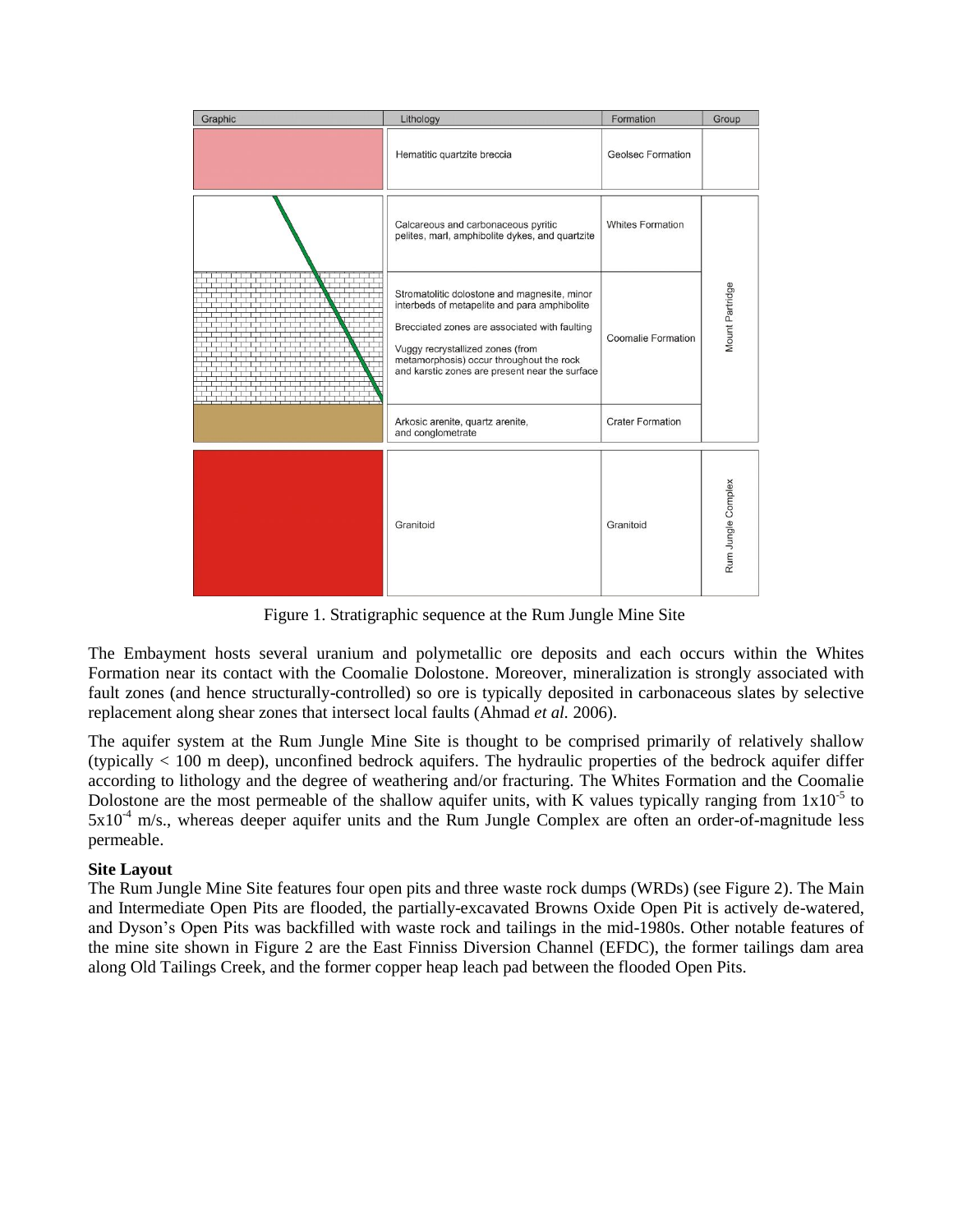| Graphic | Lithology | Formation | Group |
| --- | --- | --- | --- |
| | Hematitic quartzite breccia | Geolsec Formation | |
| | Calcareous and carbonaceous pyritic pelites, marl, amphibolite dykes, and quartzite | Whites Formation | Mount Partridge |
| | Stromatolitic dolostone and magnesite, minor interbeds of metapelite and para amphibolite<br><br>Brecciated zones are associated with faulting<br><br>Vuggy recrystallized zones (from metamorphosis) occur throughout the rock and karstic zones are present near the surface | Coomalie Formation | |
| | Arkosic arenite, quartz arenite, and conglometrate | Crater Formation | |
| | Granitoid | Granitoid | Rum Jungle Complex |

Figure 1. Stratigraphic sequence at the Rum Jungle Mine Site

The Embayment hosts several uranium and polymetallic ore deposits and each occurs within the Whites Formation near its contact with the Coomalie Dolostone. Moreover, mineralization is strongly associated with fault zones (and hence structurally-controlled) so ore is typically deposited in carbonaceous slates by selective replacement along shear zones that intersect local faults (Ahmad *et al.* 2006).

The aquifer system at the Rum Jungle Mine Site is thought to be comprised primarily of relatively shallow (typically < 100 m deep), unconfined bedrock aquifers. The hydraulic properties of the bedrock aquifer differ according to lithology and the degree of weathering and/or fracturing. The Whites Formation and the Coomalie Dolostone are the most permeable of the shallow aquifer units, with K values typically ranging from $1 \times 10^{-5}$ to $5 \times 10^{-4}$ m/s., whereas deeper aquifer units and the Rum Jungle Complex are often an order-of-magnitude less permeable.

**Site Layout**

The Rum Jungle Mine Site features four open pits and three waste rock dumps (WRDs) (see Figure 2). The Main and Intermediate Open Pits are flooded, the partially-excavated Browns Oxide Open Pit is actively de-watered, and Dyson's Open Pits was backfilled with waste rock and tailings in the mid-1980s. Other notable features of the mine site shown in Figure 2 are the East Finniss Diversion Channel (EFDC), the former tailings dam area along Old Tailings Creek, and the former copper heap leach pad between the flooded Open Pits.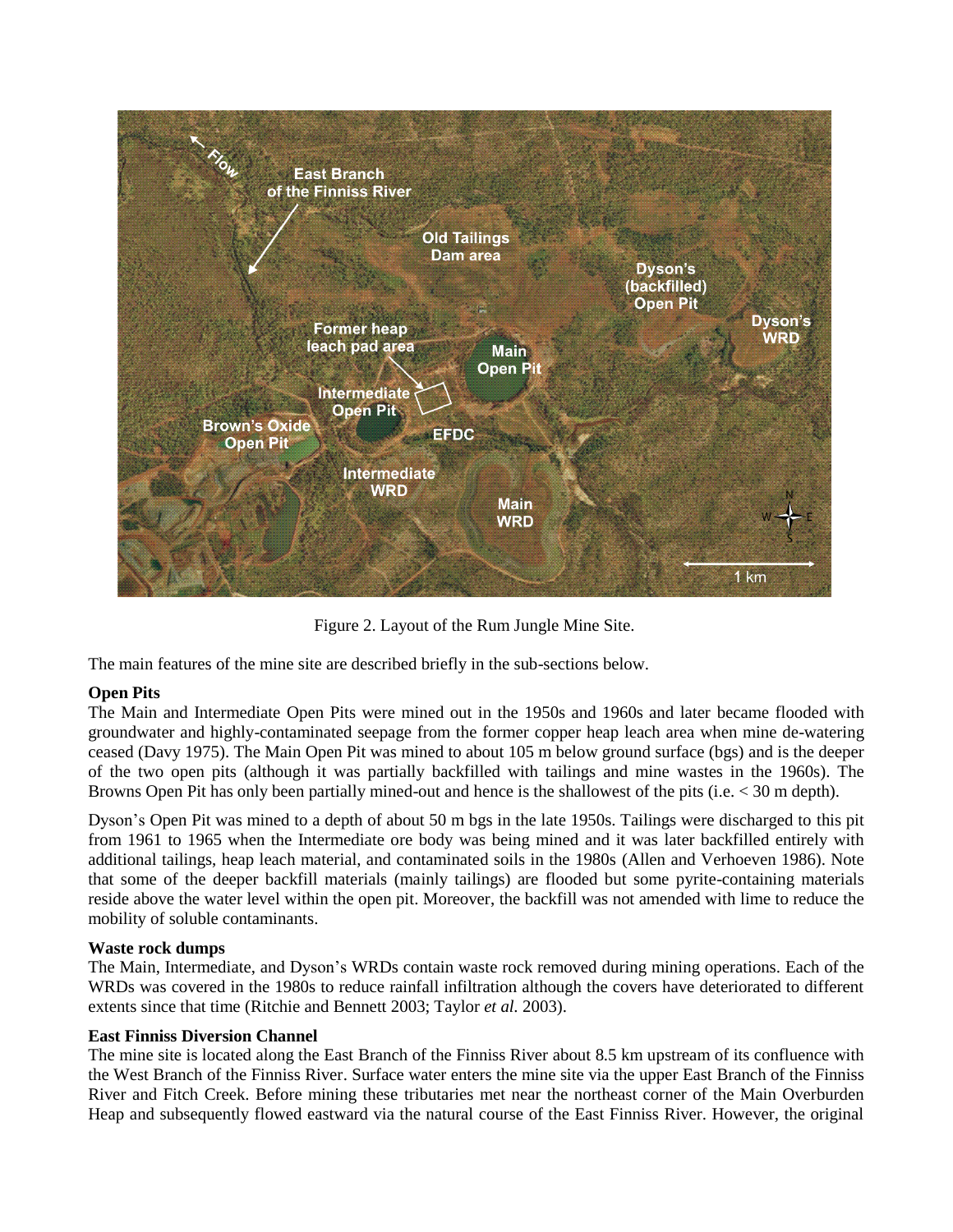Figure 2. Layout of the Rum Jungle Mine Site.

The main features of the mine site are described briefly in the sub-sections below.

**Open Pits**

The Main and Intermediate Open Pits were mined out in the 1950s and 1960s and later became flooded with groundwater and highly-contaminated seepage from the former copper heap leach area when mine de-watering ceased (Davy 1975). The Main Open Pit was mined to about 105 m below ground surface (bgs) and is the deeper of the two open pits (although it was partially backfilled with tailings and mine wastes in the 1960s). The Browns Open Pit has only been partially mined-out and hence is the shallowest of the pits (i.e. < 30 m depth).

Dyson's Open Pit was mined to a depth of about 50 m bgs in the late 1950s. Tailings were discharged to this pit from 1961 to 1965 when the Intermediate ore body was being mined and it was later backfilled entirely with additional tailings, heap leach material, and contaminated soils in the 1980s (Allen and Verhoeven 1986). Note that some of the deeper backfill materials (mainly tailings) are flooded but some pyrite-containing materials reside above the water level within the open pit. Moreover, the backfill was not amended with lime to reduce the mobility of soluble contaminants.

**Waste rock dumps**

The Main, Intermediate, and Dyson's WRDs contain waste rock removed during mining operations. Each of the WRDs was covered in the 1980s to reduce rainfall infiltration although the covers have deteriorated to different extents since that time (Ritchie and Bennett 2003; Taylor *et al.* 2003).

**East Finniss Diversion Channel**

The mine site is located along the East Branch of the Finniss River about 8.5 km upstream of its confluence with the West Branch of the Finniss River. Surface water enters the mine site via the upper East Branch of the Finniss River and Fitch Creek. Before mining these tributaries met near the northeast corner of the Main Overburden Heap and subsequently flowed eastward via the natural course of the East Finniss River. However, the original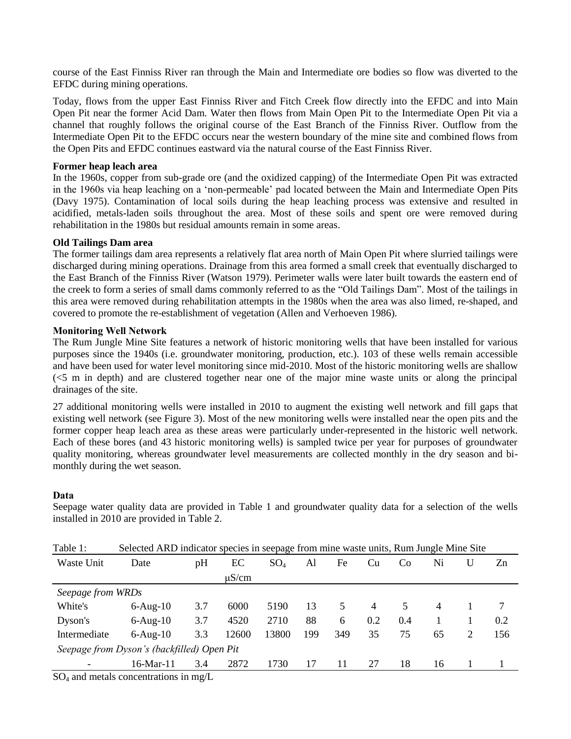course of the East Finniss River ran through the Main and Intermediate ore bodies so flow was diverted to the EFDC during mining operations.

Today, flows from the upper East Finniss River and Fitch Creek flow directly into the EFDC and into Main Open Pit near the former Acid Dam. Water then flows from Main Open Pit to the Intermediate Open Pit via a channel that roughly follows the original course of the East Branch of the Finniss River. Outflow from the Intermediate Open Pit to the EFDC occurs near the western boundary of the mine site and combined flows from the Open Pits and EFDC continues eastward via the natural course of the East Finniss River.

**Former heap leach area**

In the 1960s, copper from sub-grade ore (and the oxidized capping) of the Intermediate Open Pit was extracted in the 1960s via heap leaching on a 'non-permeable' pad located between the Main and Intermediate Open Pits (Davy 1975). Contamination of local soils during the heap leaching process was extensive and resulted in acidified, metals-laden soils throughout the area. Most of these soils and spent ore were removed during rehabilitation in the 1980s but residual amounts remain in some areas.

**Old Tailings Dam area**

The former tailings dam area represents a relatively flat area north of Main Open Pit where slurried tailings were discharged during mining operations. Drainage from this area formed a small creek that eventually discharged to the East Branch of the Finniss River (Watson 1979). Perimeter walls were later built towards the eastern end of the creek to form a series of small dams commonly referred to as the "Old Tailings Dam". Most of the tailings in this area were removed during rehabilitation attempts in the 1980s when the area was also limed, re-shaped, and covered to promote the re-establishment of vegetation (Allen and Verhoeven 1986).

**Monitoring Well Network**

The Rum Jungle Mine Site features a network of historic monitoring wells that have been installed for various purposes since the 1940s (i.e. groundwater monitoring, production, etc.). 103 of these wells remain accessible and have been used for water level monitoring since mid-2010. Most of the historic monitoring wells are shallow (<5 m in depth) and are clustered together near one of the major mine waste units or along the principal drainages of the site.

27 additional monitoring wells were installed in 2010 to augment the existing well network and fill gaps that existing well network (see Figure 3). Most of the new monitoring wells were installed near the open pits and the former copper heap leach area as these areas were particularly under-represented in the historic well network. Each of these bores (and 43 historic monitoring wells) is sampled twice per year for purposes of groundwater quality monitoring, whereas groundwater level measurements are collected monthly in the dry season and bi-monthly during the wet season.

**Data**

Seepage water quality data are provided in Table 1 and groundwater quality data for a selection of the wells installed in 2010 are provided in Table 2.

Table 1: Selected ARD indicator species in seepage from mine waste units, Rum Jungle Mine Site

| Waste Unit | Date | pH | EC μS/cm | $SO_4$ | Al | Fe | Cu | Co | Ni | U | Zn |
|---|---|---|---|---|---|---|---|---|---|---|---|
| *Seepage from WRDs* | | | | | | | | | | | |
| White's | 6-Aug-10 | 3.7 | 6000 | 5190 | 13 | 5 | 4 | 5 | 4 | 1 | 7 |
| Dyson's | 6-Aug-10 | 3.7 | 4520 | 2710 | 88 | 6 | 0.2 | 0.4 | 1 | 1 | 0.2 |
| Intermediate | 6-Aug-10 | 3.3 | 12600 | 13800 | 199 | 349 | 35 | 75 | 65 | 2 | 156 |
| *Seepage from Dyson's (backfilled) Open Pit* | | | | | | | | | | | |
| - | 16-Mar-11 | 3.4 | 2872 | 1730 | 17 | 11 | 27 | 18 | 16 | 1 | 1 |

$SO_4$ and metals concentrations in mg/L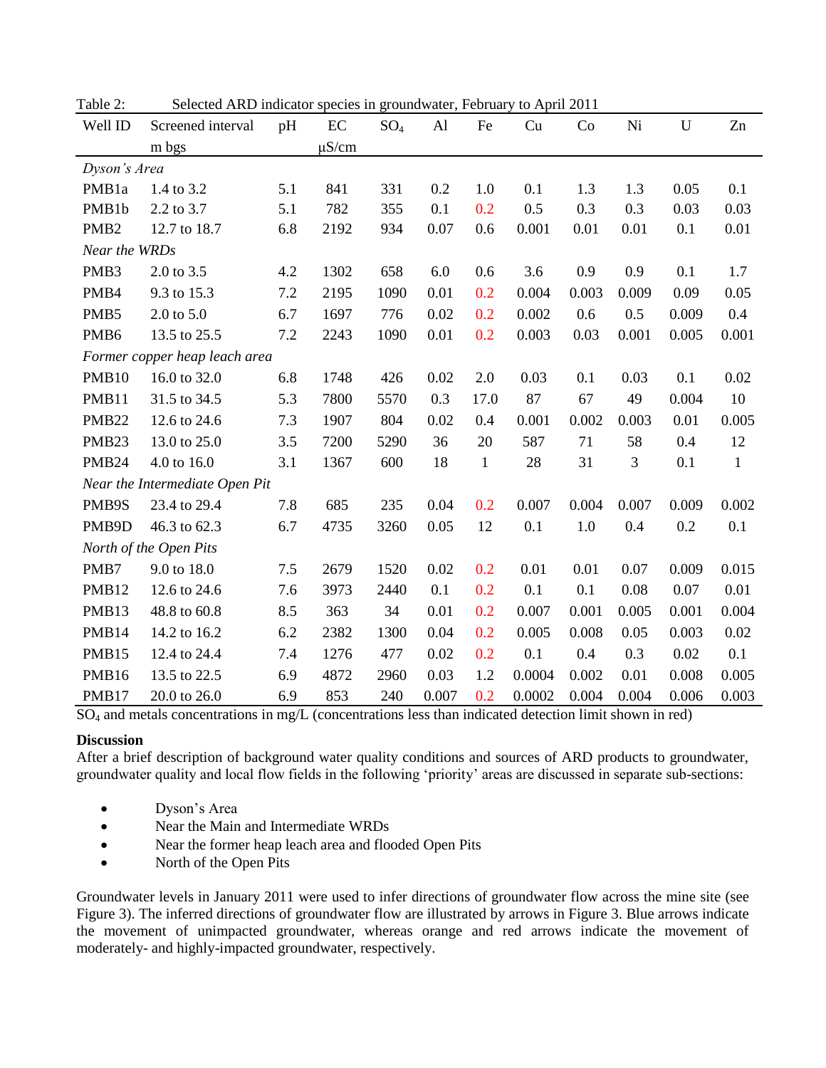Table 2: Selected ARD indicator species in groundwater, February to April 2011

| Well ID | Screened interval m bgs | pH | EC μS/cm | $SO_4$ | Al | Fe | Cu | Co | Ni | U | Zn |
|---|---|---|---|---|---|---|---|---|---|---|---|
| *Dyson's Area* | | | | | | | | | | | |
| PMB1a | 1.4 to 3.2 | 5.1 | 841 | 331 | 0.2 | 1.0 | 0.1 | 1.3 | 1.3 | 0.05 | 0.1 |
| PMB1b | 2.2 to 3.7 | 5.1 | 782 | 355 | 0.1 | 0.2 | 0.5 | 0.3 | 0.3 | 0.03 | 0.03 |
| PMB2 | 12.7 to 18.7 | 6.8 | 2192 | 934 | 0.07 | 0.6 | 0.001 | 0.01 | 0.01 | 0.1 | 0.01 |
| *Near the WRDs* | | | | | | | | | | | |
| PMB3 | 2.0 to 3.5 | 4.2 | 1302 | 658 | 6.0 | 0.6 | 3.6 | 0.9 | 0.9 | 0.1 | 1.7 |
| PMB4 | 9.3 to 15.3 | 7.2 | 2195 | 1090 | 0.01 | 0.2 | 0.004 | 0.003 | 0.009 | 0.09 | 0.05 |
| PMB5 | 2.0 to 5.0 | 6.7 | 1697 | 776 | 0.02 | 0.2 | 0.002 | 0.6 | 0.5 | 0.009 | 0.4 |
| PMB6 | 13.5 to 25.5 | 7.2 | 2243 | 1090 | 0.01 | 0.2 | 0.003 | 0.03 | 0.001 | 0.005 | 0.001 |
| *Former copper heap leach area* | | | | | | | | | | | |
| PMB10 | 16.0 to 32.0 | 6.8 | 1748 | 426 | 0.02 | 2.0 | 0.03 | 0.1 | 0.03 | 0.1 | 0.02 |
| PMB11 | 31.5 to 34.5 | 5.3 | 7800 | 5570 | 0.3 | 17.0 | 87 | 67 | 49 | 0.004 | 10 |
| PMB22 | 12.6 to 24.6 | 7.3 | 1907 | 804 | 0.02 | 0.4 | 0.001 | 0.002 | 0.003 | 0.01 | 0.005 |
| PMB23 | 13.0 to 25.0 | 3.5 | 7200 | 5290 | 36 | 20 | 587 | 71 | 58 | 0.4 | 12 |
| PMB24 | 4.0 to 16.0 | 3.1 | 1367 | 600 | 18 | 1 | 28 | 31 | 3 | 0.1 | 1 |
| *Near the Intermediate Open Pit* | | | | | | | | | | | |
| PMB9S | 23.4 to 29.4 | 7.8 | 685 | 235 | 0.04 | 0.2 | 0.007 | 0.004 | 0.007 | 0.009 | 0.002 |
| PMB9D | 46.3 to 62.3 | 6.7 | 4735 | 3260 | 0.05 | 12 | 0.1 | 1.0 | 0.4 | 0.2 | 0.1 |
| *North of the Open Pits* | | | | | | | | | | | |
| PMB7 | 9.0 to 18.0 | 7.5 | 2679 | 1520 | 0.02 | 0.2 | 0.01 | 0.01 | 0.07 | 0.009 | 0.015 |
| PMB12 | 12.6 to 24.6 | 7.6 | 3973 | 2440 | 0.1 | 0.2 | 0.1 | 0.1 | 0.08 | 0.07 | 0.01 |
| PMB13 | 48.8 to 60.8 | 8.5 | 363 | 34 | 0.01 | 0.2 | 0.007 | 0.001 | 0.005 | 0.001 | 0.004 |
| PMB14 | 14.2 to 16.2 | 6.2 | 2382 | 1300 | 0.04 | 0.2 | 0.005 | 0.008 | 0.05 | 0.003 | 0.02 |
| PMB15 | 12.4 to 24.4 | 7.4 | 1276 | 477 | 0.02 | 0.2 | 0.1 | 0.4 | 0.3 | 0.02 | 0.1 |
| PMB16 | 13.5 to 22.5 | 6.9 | 4872 | 2960 | 0.03 | 1.2 | 0.0004 | 0.002 | 0.01 | 0.008 | 0.005 |
| PMB17 | 20.0 to 26.0 | 6.9 | 853 | 240 | 0.007 | 0.2 | 0.0002 | 0.004 | 0.004 | 0.006 | 0.003 |

$SO_4$ and metals concentrations in mg/L (concentrations less than indicated detection limit shown in red)

**Discussion**

After a brief description of background water quality conditions and sources of ARD products to groundwater, groundwater quality and local flow fields in the following 'priority' areas are discussed in separate sub-sections:

- Dyson's Area
- Near the Main and Intermediate WRDs
- Near the former heap leach area and flooded Open Pits
- North of the Open Pits

Groundwater levels in January 2011 were used to infer directions of groundwater flow across the mine site (see Figure 3). The inferred directions of groundwater flow are illustrated by arrows in Figure 3. Blue arrows indicate the movement of unimpacted groundwater, whereas orange and red arrows indicate the movement of moderately- and highly-impacted groundwater, respectively.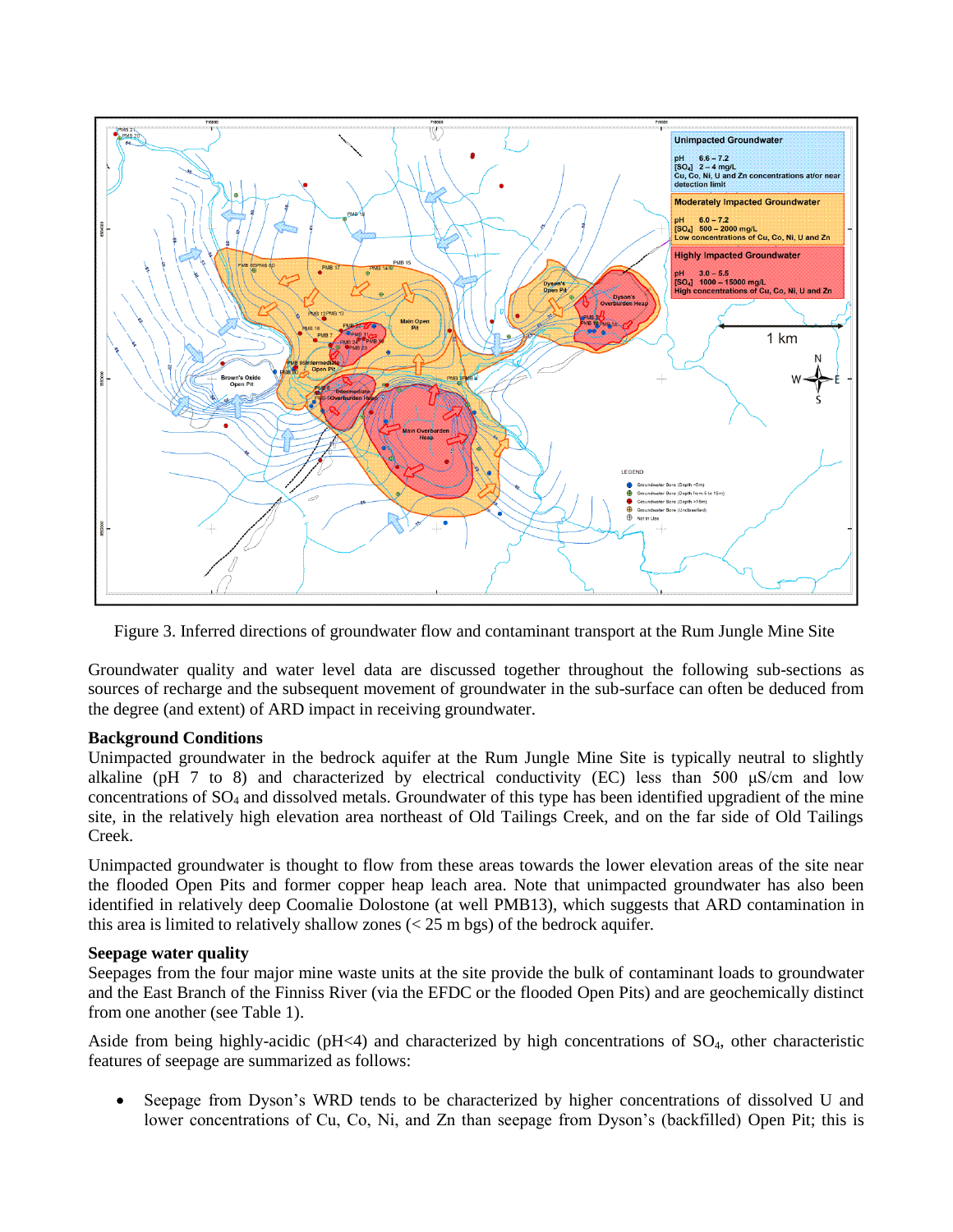Figure 3. Inferred directions of groundwater flow and contaminant transport at the Rum Jungle Mine Site

Groundwater quality and water level data are discussed together throughout the following sub-sections as sources of recharge and the subsequent movement of groundwater in the sub-surface can often be deduced from the degree (and extent) of ARD impact in receiving groundwater.

**Background Conditions**

Unimpacted groundwater in the bedrock aquifer at the Rum Jungle Mine Site is typically neutral to slightly alkaline (pH 7 to 8) and characterized by electrical conductivity (EC) less than 500 μS/cm and low concentrations of $SO_4$ and dissolved metals. Groundwater of this type has been identified upgradient of the mine site, in the relatively high elevation area northeast of Old Tailings Creek, and on the far side of Old Tailings Creek.

Unimpacted groundwater is thought to flow from these areas towards the lower elevation areas of the site near the flooded Open Pits and former copper heap leach area. Note that unimpacted groundwater has also been identified in relatively deep Coomalie Dolostone (at well PMB13), which suggests that ARD contamination in this area is limited to relatively shallow zones (< 25 m bgs) of the bedrock aquifer.

**Seepage water quality**

Seepages from the four major mine waste units at the site provide the bulk of contaminant loads to groundwater and the East Branch of the Finniss River (via the EFDC or the flooded Open Pits) and are geochemically distinct from one another (see Table 1).

Aside from being highly-acidic (pH<4) and characterized by high concentrations of $SO_4$, other characteristic features of seepage are summarized as follows:

- Seepage from Dyson's WRD tends to be characterized by higher concentrations of dissolved U and lower concentrations of Cu, Co, Ni, and Zn than seepage from Dyson's (backfilled) Open Pit; this is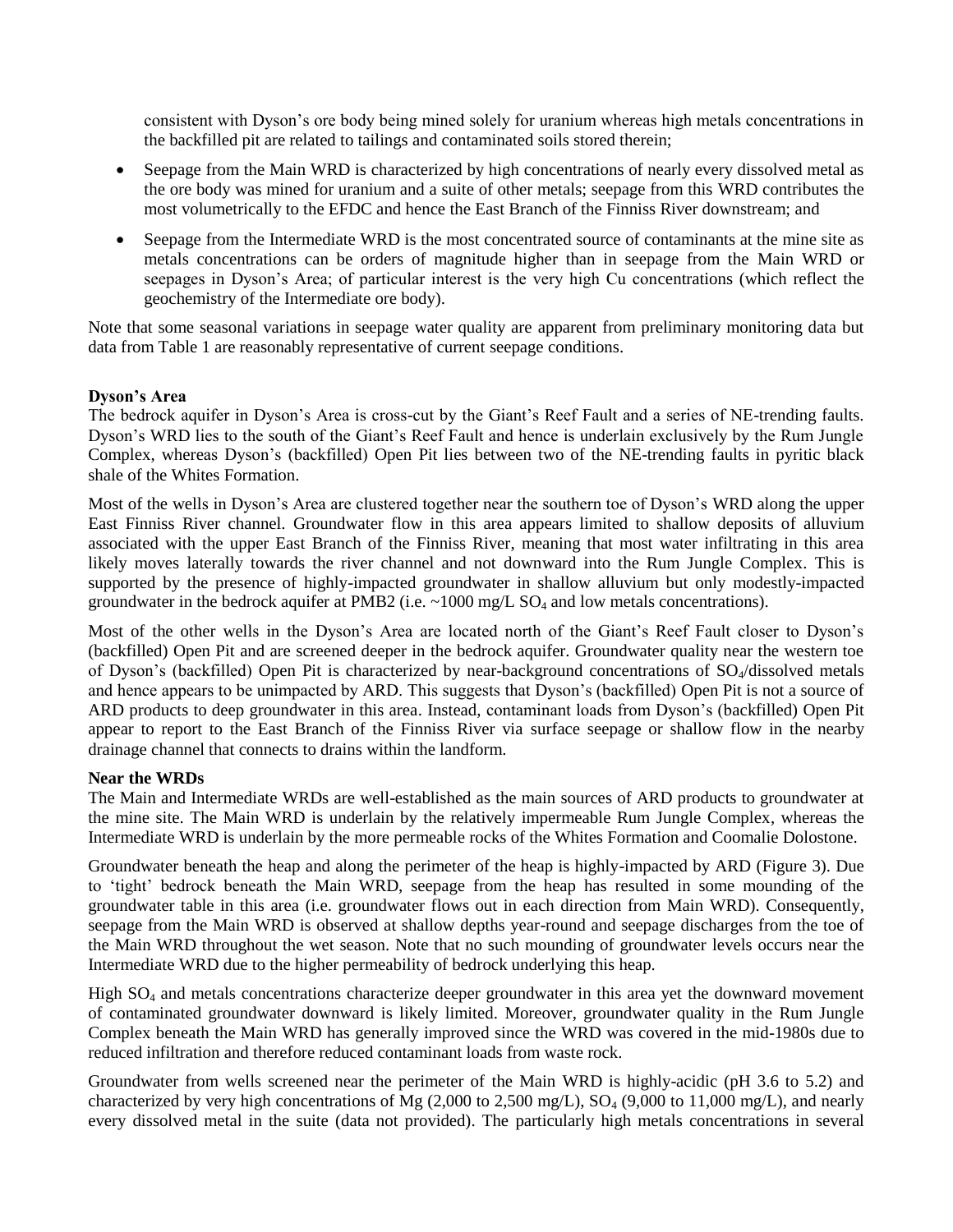consistent with Dyson's ore body being mined solely for uranium whereas high metals concentrations in the backfilled pit are related to tailings and contaminated soils stored therein;

- Seepage from the Main WRD is characterized by high concentrations of nearly every dissolved metal as the ore body was mined for uranium and a suite of other metals; seepage from this WRD contributes the most volumetrically to the EFDC and hence the East Branch of the Finniss River downstream; and
- Seepage from the Intermediate WRD is the most concentrated source of contaminants at the mine site as metals concentrations can be orders of magnitude higher than in seepage from the Main WRD or seepages in Dyson's Area; of particular interest is the very high Cu concentrations (which reflect the geochemistry of the Intermediate ore body).

Note that some seasonal variations in seepage water quality are apparent from preliminary monitoring data but data from Table 1 are reasonably representative of current seepage conditions.

**Dyson's Area**

The bedrock aquifer in Dyson's Area is cross-cut by the Giant's Reef Fault and a series of NE-trending faults. Dyson's WRD lies to the south of the Giant's Reef Fault and hence is underlain exclusively by the Rum Jungle Complex, whereas Dyson's (backfilled) Open Pit lies between two of the NE-trending faults in pyritic black shale of the Whites Formation.

Most of the wells in Dyson's Area are clustered together near the southern toe of Dyson's WRD along the upper East Finniss River channel. Groundwater flow in this area appears limited to shallow deposits of alluvium associated with the upper East Branch of the Finniss River, meaning that most water infiltrating in this area likely moves laterally towards the river channel and not downward into the Rum Jungle Complex. This is supported by the presence of highly-impacted groundwater in shallow alluvium but only modestly-impacted groundwater in the bedrock aquifer at PMB2 (i.e. ~1000 mg/L $SO_4$ and low metals concentrations).

Most of the other wells in the Dyson's Area are located north of the Giant's Reef Fault closer to Dyson's (backfilled) Open Pit and are screened deeper in the bedrock aquifer. Groundwater quality near the western toe of Dyson's (backfilled) Open Pit is characterized by near-background concentrations of $SO_4$/dissolved metals and hence appears to be unimpacted by ARD. This suggests that Dyson's (backfilled) Open Pit is not a source of ARD products to deep groundwater in this area. Instead, contaminant loads from Dyson's (backfilled) Open Pit appear to report to the East Branch of the Finniss River via surface seepage or shallow flow in the nearby drainage channel that connects to drains within the landform.

**Near the WRDs**

The Main and Intermediate WRDs are well-established as the main sources of ARD products to groundwater at the mine site. The Main WRD is underlain by the relatively impermeable Rum Jungle Complex, whereas the Intermediate WRD is underlain by the more permeable rocks of the Whites Formation and Coomalie Dolostone.

Groundwater beneath the heap and along the perimeter of the heap is highly-impacted by ARD (Figure 3). Due to 'tight' bedrock beneath the Main WRD, seepage from the heap has resulted in some mounding of the groundwater table in this area (i.e. groundwater flows out in each direction from Main WRD). Consequently, seepage from the Main WRD is observed at shallow depths year-round and seepage discharges from the toe of the Main WRD throughout the wet season. Note that no such mounding of groundwater levels occurs near the Intermediate WRD due to the higher permeability of bedrock underlying this heap.

High $SO_4$ and metals concentrations characterize deeper groundwater in this area yet the downward movement of contaminated groundwater downward is likely limited. Moreover, groundwater quality in the Rum Jungle Complex beneath the Main WRD has generally improved since the WRD was covered in the mid-1980s due to reduced infiltration and therefore reduced contaminant loads from waste rock.

Groundwater from wells screened near the perimeter of the Main WRD is highly-acidic (pH 3.6 to 5.2) and characterized by very high concentrations of Mg (2,000 to 2,500 mg/L), $SO_4$ (9,000 to 11,000 mg/L), and nearly every dissolved metal in the suite (data not provided). The particularly high metals concentrations in several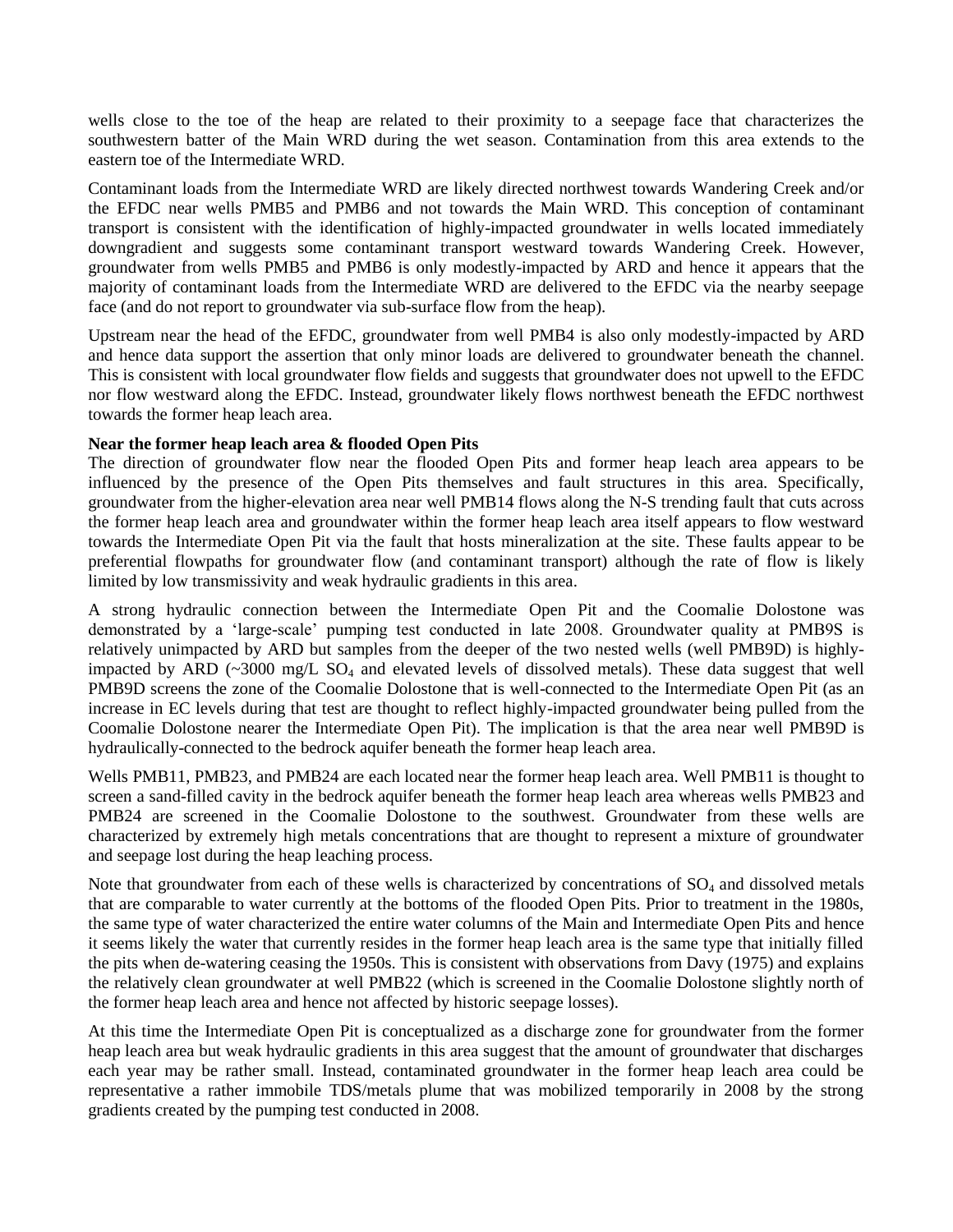wells close to the toe of the heap are related to their proximity to a seepage face that characterizes the southwestern batter of the Main WRD during the wet season. Contamination from this area extends to the eastern toe of the Intermediate WRD.

Contaminant loads from the Intermediate WRD are likely directed northwest towards Wandering Creek and/or the EFDC near wells PMB5 and PMB6 and not towards the Main WRD. This conception of contaminant transport is consistent with the identification of highly-impacted groundwater in wells located immediately downgradient and suggests some contaminant transport westward towards Wandering Creek. However, groundwater from wells PMB5 and PMB6 is only modestly-impacted by ARD and hence it appears that the majority of contaminant loads from the Intermediate WRD are delivered to the EFDC via the nearby seepage face (and do not report to groundwater via sub-surface flow from the heap).

Upstream near the head of the EFDC, groundwater from well PMB4 is also only modestly-impacted by ARD and hence data support the assertion that only minor loads are delivered to groundwater beneath the channel. This is consistent with local groundwater flow fields and suggests that groundwater does not upwell to the EFDC nor flow westward along the EFDC. Instead, groundwater likely flows northwest beneath the EFDC northwest towards the former heap leach area.

**Near the former heap leach area & flooded Open Pits**

The direction of groundwater flow near the flooded Open Pits and former heap leach area appears to be influenced by the presence of the Open Pits themselves and fault structures in this area. Specifically, groundwater from the higher-elevation area near well PMB14 flows along the N-S trending fault that cuts across the former heap leach area and groundwater within the former heap leach area itself appears to flow westward towards the Intermediate Open Pit via the fault that hosts mineralization at the site. These faults appear to be preferential flowpaths for groundwater flow (and contaminant transport) although the rate of flow is likely limited by low transmissivity and weak hydraulic gradients in this area.

A strong hydraulic connection between the Intermediate Open Pit and the Coomalie Dolostone was demonstrated by a 'large-scale' pumping test conducted in late 2008. Groundwater quality at PMB9S is relatively unimpacted by ARD but samples from the deeper of the two nested wells (well PMB9D) is highly-impacted by ARD (~3000 mg/L $SO_4$ and elevated levels of dissolved metals). These data suggest that well PMB9D screens the zone of the Coomalie Dolostone that is well-connected to the Intermediate Open Pit (as an increase in EC levels during that test are thought to reflect highly-impacted groundwater being pulled from the Coomalie Dolostone nearer the Intermediate Open Pit). The implication is that the area near well PMB9D is hydraulically-connected to the bedrock aquifer beneath the former heap leach area.

Wells PMB11, PMB23, and PMB24 are each located near the former heap leach area. Well PMB11 is thought to screen a sand-filled cavity in the bedrock aquifer beneath the former heap leach area whereas wells PMB23 and PMB24 are screened in the Coomalie Dolostone to the southwest. Groundwater from these wells are characterized by extremely high metals concentrations that are thought to represent a mixture of groundwater and seepage lost during the heap leaching process.

Note that groundwater from each of these wells is characterized by concentrations of $SO_4$ and dissolved metals that are comparable to water currently at the bottoms of the flooded Open Pits. Prior to treatment in the 1980s, the same type of water characterized the entire water columns of the Main and Intermediate Open Pits and hence it seems likely the water that currently resides in the former heap leach area is the same type that initially filled the pits when de-watering ceasing the 1950s. This is consistent with observations from Davy (1975) and explains the relatively clean groundwater at well PMB22 (which is screened in the Coomalie Dolostone slightly north of the former heap leach area and hence not affected by historic seepage losses).

At this time the Intermediate Open Pit is conceptualized as a discharge zone for groundwater from the former heap leach area but weak hydraulic gradients in this area suggest that the amount of groundwater that discharges each year may be rather small. Instead, contaminated groundwater in the former heap leach area could be representative a rather immobile TDS/metals plume that was mobilized temporarily in 2008 by the strong gradients created by the pumping test conducted in 2008.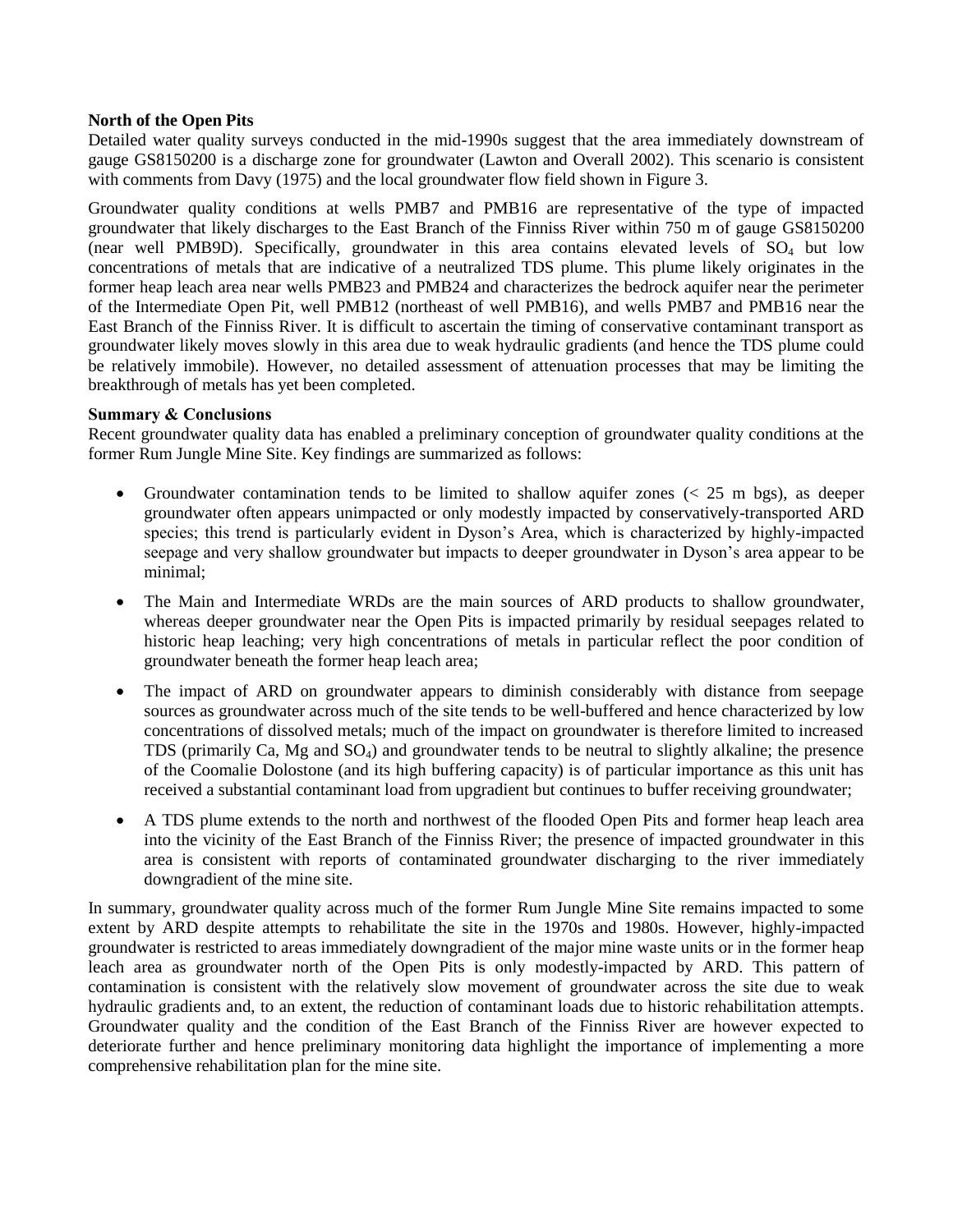**North of the Open Pits**

Detailed water quality surveys conducted in the mid-1990s suggest that the area immediately downstream of gauge GS8150200 is a discharge zone for groundwater (Lawton and Overall 2002). This scenario is consistent with comments from Davy (1975) and the local groundwater flow field shown in Figure 3.

Groundwater quality conditions at wells PMB7 and PMB16 are representative of the type of impacted groundwater that likely discharges to the East Branch of the Finniss River within 750 m of gauge GS8150200 (near well PMB9D). Specifically, groundwater in this area contains elevated levels of $SO_4$ but low concentrations of metals that are indicative of a neutralized TDS plume. This plume likely originates in the former heap leach area near wells PMB23 and PMB24 and characterizes the bedrock aquifer near the perimeter of the Intermediate Open Pit, well PMB12 (northeast of well PMB16), and wells PMB7 and PMB16 near the East Branch of the Finniss River. It is difficult to ascertain the timing of conservative contaminant transport as groundwater likely moves slowly in this area due to weak hydraulic gradients (and hence the TDS plume could be relatively immobile). However, no detailed assessment of attenuation processes that may be limiting the breakthrough of metals has yet been completed.

**Summary & Conclusions**

Recent groundwater quality data has enabled a preliminary conception of groundwater quality conditions at the former Rum Jungle Mine Site. Key findings are summarized as follows:

- Groundwater contamination tends to be limited to shallow aquifer zones (< 25 m bgs), as deeper groundwater often appears unimpacted or only modestly impacted by conservatively-transported ARD species; this trend is particularly evident in Dyson's Area, which is characterized by highly-impacted seepage and very shallow groundwater but impacts to deeper groundwater in Dyson's area appear to be minimal;
- The Main and Intermediate WRDs are the main sources of ARD products to shallow groundwater, whereas deeper groundwater near the Open Pits is impacted primarily by residual seepages related to historic heap leaching; very high concentrations of metals in particular reflect the poor condition of groundwater beneath the former heap leach area;
- The impact of ARD on groundwater appears to diminish considerably with distance from seepage sources as groundwater across much of the site tends to be well-buffered and hence characterized by low concentrations of dissolved metals; much of the impact on groundwater is therefore limited to increased TDS (primarily Ca, Mg and $SO_4$) and groundwater tends to be neutral to slightly alkaline; the presence of the Coomalie Dolostone (and its high buffering capacity) is of particular importance as this unit has received a substantial contaminant load from upgradient but continues to buffer receiving groundwater;
- A TDS plume extends to the north and northwest of the flooded Open Pits and former heap leach area into the vicinity of the East Branch of the Finniss River; the presence of impacted groundwater in this area is consistent with reports of contaminated groundwater discharging to the river immediately downgradient of the mine site.

In summary, groundwater quality across much of the former Rum Jungle Mine Site remains impacted to some extent by ARD despite attempts to rehabilitate the site in the 1970s and 1980s. However, highly-impacted groundwater is restricted to areas immediately downgradient of the major mine waste units or in the former heap leach area as groundwater north of the Open Pits is only modestly-impacted by ARD. This pattern of contamination is consistent with the relatively slow movement of groundwater across the site due to weak hydraulic gradients and, to an extent, the reduction of contaminant loads due to historic rehabilitation attempts. Groundwater quality and the condition of the East Branch of the Finniss River are however expected to deteriorate further and hence preliminary monitoring data highlight the importance of implementing a more comprehensive rehabilitation plan for the mine site.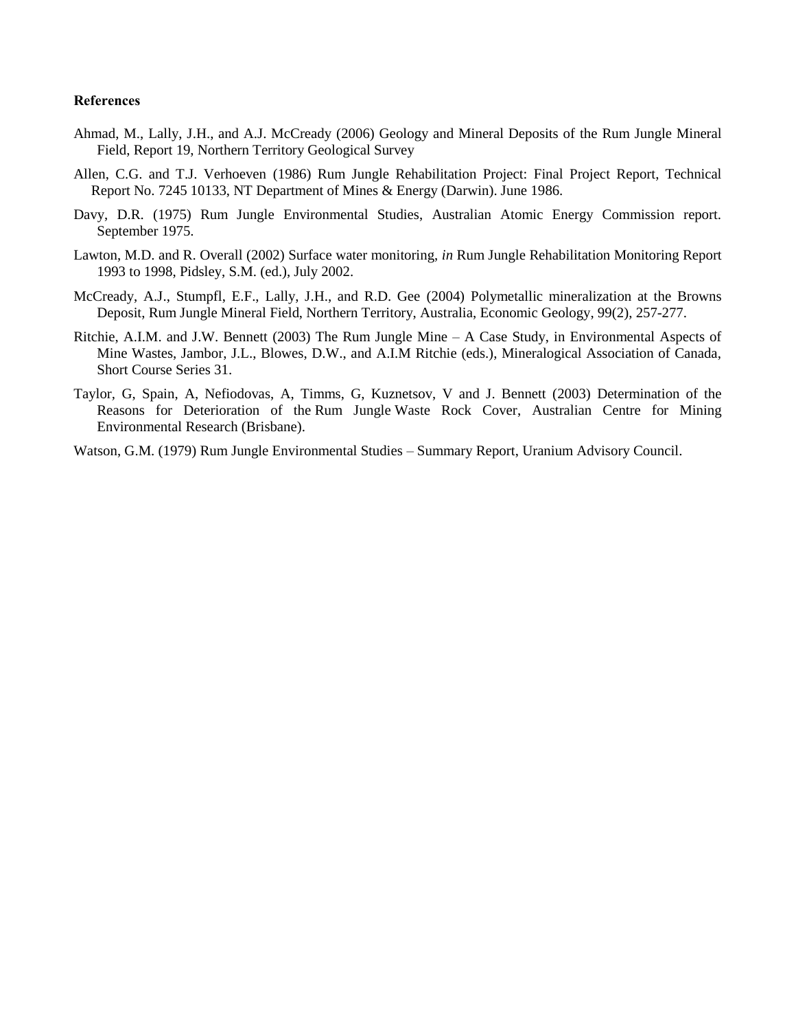**References**

Ahmad, M., Lally, J.H., and A.J. McCready (2006) Geology and Mineral Deposits of the Rum Jungle Mineral Field, Report 19, Northern Territory Geological Survey

Allen, C.G. and T.J. Verhoeven (1986) Rum Jungle Rehabilitation Project: Final Project Report, Technical Report No. 7245 10133, NT Department of Mines & Energy (Darwin). June 1986.

Davy, D.R. (1975) Rum Jungle Environmental Studies, Australian Atomic Energy Commission report. September 1975.

Lawton, M.D. and R. Overall (2002) Surface water monitoring, *in* Rum Jungle Rehabilitation Monitoring Report 1993 to 1998, Pidsley, S.M. (ed.), July 2002.

McCready, A.J., Stumpfl, E.F., Lally, J.H., and R.D. Gee (2004) Polymetallic mineralization at the Browns Deposit, Rum Jungle Mineral Field, Northern Territory, Australia, Economic Geology, 99(2), 257-277.

Ritchie, A.I.M. and J.W. Bennett (2003) The Rum Jungle Mine – A Case Study, in Environmental Aspects of Mine Wastes, Jambor, J.L., Blowes, D.W., and A.I.M Ritchie (eds.), Mineralogical Association of Canada, Short Course Series 31.

Taylor, G, Spain, A, Nefiodovas, A, Timms, G, Kuznetsov, V and J. Bennett (2003) Determination of the Reasons for Deterioration of the Rum Jungle Waste Rock Cover, Australian Centre for Mining Environmental Research (Brisbane).

Watson, G.M. (1979) Rum Jungle Environmental Studies – Summary Report, Uranium Advisory Council.